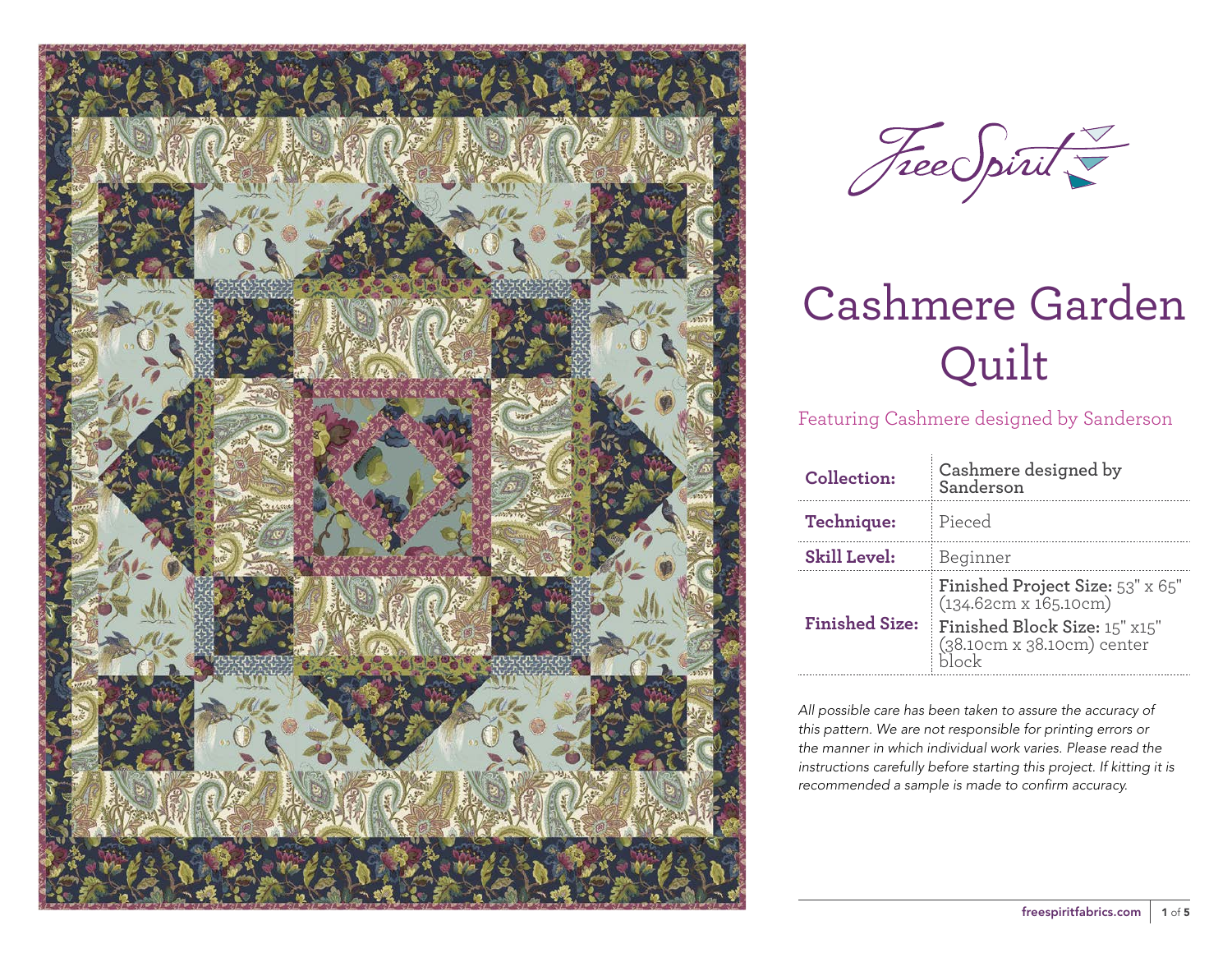FreeSpirit

# Cashmere Garden Quilt

Featuring Cashmere designed by Sanderson

| | |
|---|---|
| **Collection:** | **Cashmere designed by Sanderson** |
| **Technique:** | Pieced |
| **Skill Level:** | Beginner |
| **Finished Size:** | **Finished Project Size:** 53" x 65" (134.62cm x 165.10cm)<br>**Finished Block Size:** 15" x15" (38.10cm x 38.10cm) center block |

*All possible care has been taken to assure the accuracy of this pattern. We are not responsible for printing errors or the manner in which individual work varies. Please read the instructions carefully before starting this project. If kitting it is recommended a sample is made to confirm accuracy.*

freespiritfabrics.com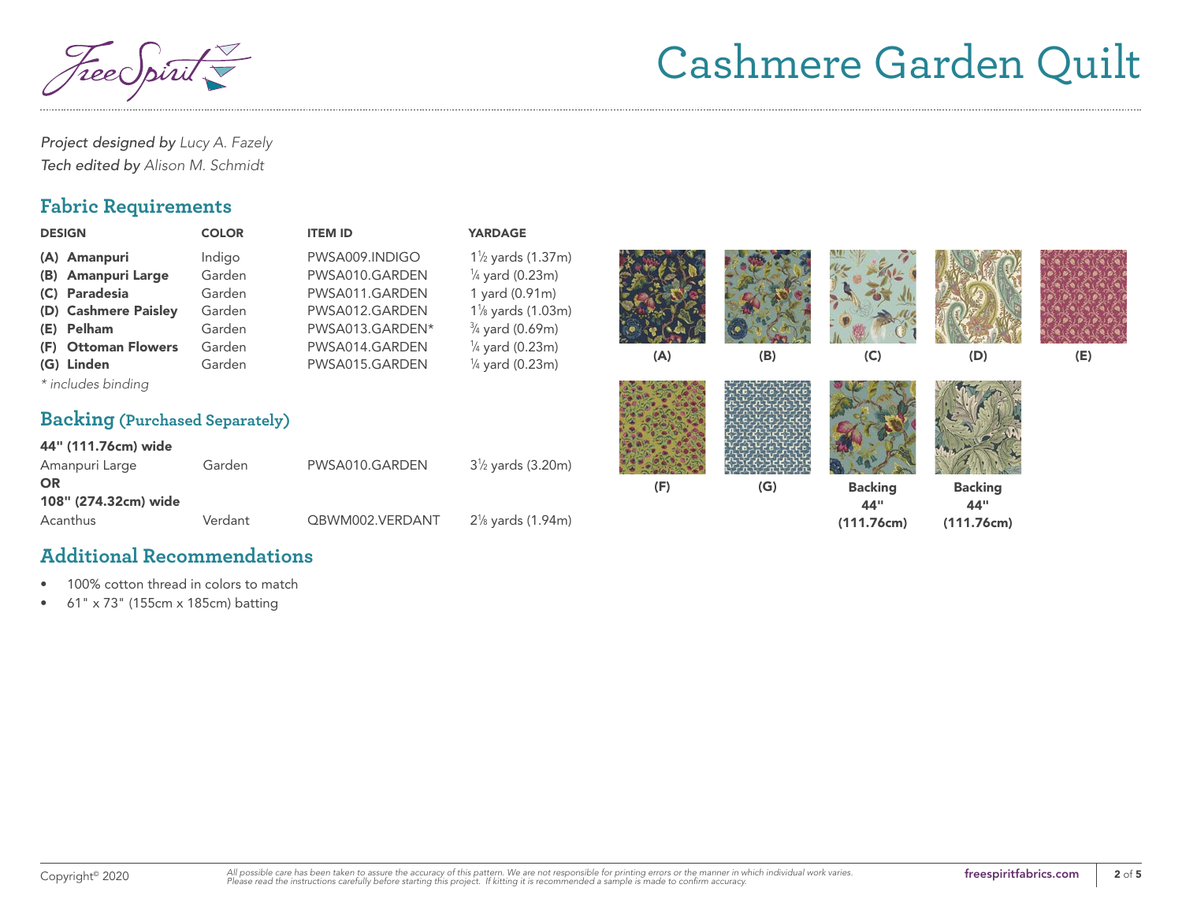# Cashmere Garden Quilt

*Project designed by* *Lucy A. Fazely*
*Tech edited by* *Alison M. Schmidt*

## Fabric Requirements

| DESIGN | COLOR | ITEM ID | YARDAGE |
|---|---|---|---|
| **(A) Amanpuri** | Indigo | PWSA009.INDIGO | 1½ yards (1.37m) |
| **(B) Amanpuri Large** | Garden | PWSA010.GARDEN | ¼ yard (0.23m) |
| **(C) Paradesia** | Garden | PWSA011.GARDEN | 1 yard (0.91m) |
| **(D) Cashmere Paisley** | Garden | PWSA012.GARDEN | 1⅛ yards (1.03m) |
| **(E) Pelham** | Garden | PWSA013.GARDEN* | ¾ yard (0.69m) |
| **(F) Ottoman Flowers** | Garden | PWSA014.GARDEN | ¼ yard (0.23m) |
| **(G) Linden** | Garden | PWSA015.GARDEN | ¼ yard (0.23m) |

*\* includes binding*

## Backing (Purchased Separately)

**44" (111.76cm) wide**

| | | | |
|---|---|---|---|
| Amanpuri Large | Garden | PWSA010.GARDEN | 3½ yards (3.20m) |

**OR**

**108" (274.32cm) wide**

| | | | |
|---|---|---|---|
| Acanthus | Verdant | QBWM002.VERDANT | 2⅛ yards (1.94m) |

(A) (B) (C) (D) (E)

(F) (G) **Backing 44" (111.76cm)** **Backing 44" (111.76cm)**

## Additional Recommendations

- 100% cotton thread in colors to match
- 61" x 73" (155cm x 185cm) batting

Copyright© 2020

*All possible care has been taken to assure the accuracy of this pattern. We are not responsible for printing errors or the manner in which individual work varies. Please read the instructions carefully before starting this project. If kitting it is recommended a sample is made to confirm accuracy.*

**freespiritfabrics.com**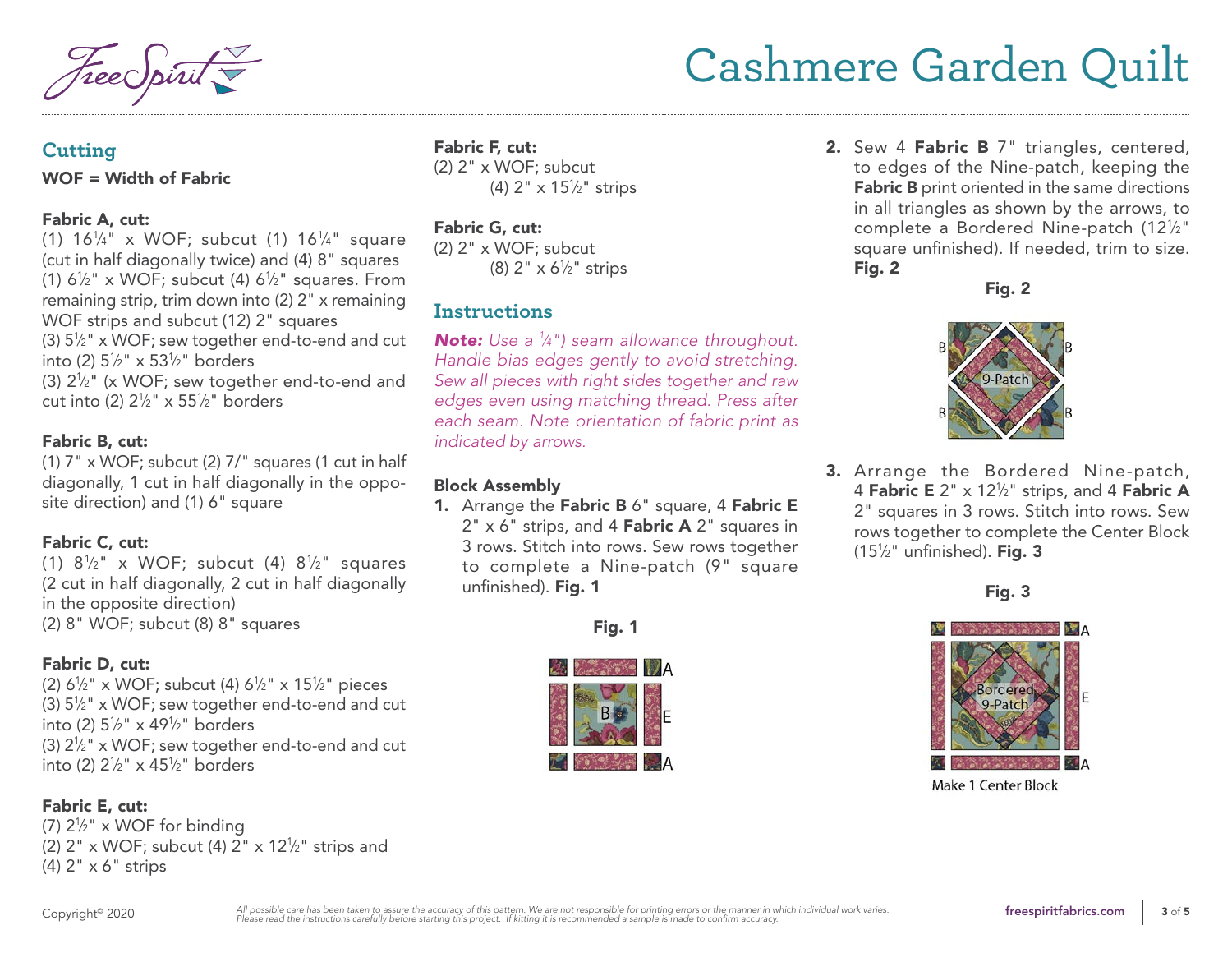# Cashmere Garden Quilt

## Cutting

**WOF = Width of Fabric**

**Fabric A, cut:**
(1) 16¼" x WOF; subcut (1) 16¼" square (cut in half diagonally twice) and (4) 8" squares
(1) 6½" x WOF; subcut (4) 6½" squares. From remaining strip, trim down into (2) 2" x remaining WOF strips and subcut (12) 2" squares
(3) 5½" x WOF; sew together end-to-end and cut into (2) 5½" x 53½" borders
(3) 2½" (x WOF; sew together end-to-end and cut into (2) 2½" x 55½" borders

**Fabric B, cut:**
(1) 7" x WOF; subcut (2) 7/" squares (1 cut in half diagonally, 1 cut in half diagonally in the opposite direction) and (1) 6" square

**Fabric C, cut:**
(1) 8½" x WOF; subcut (4) 8½" squares (2 cut in half diagonally, 2 cut in half diagonally in the opposite direction)
(2) 8" WOF; subcut (8) 8" squares

**Fabric D, cut:**
(2) 6½" x WOF; subcut (4) 6½" x 15½" pieces
(3) 5½" x WOF; sew together end-to-end and cut into (2) 5½" x 49½" borders
(3) 2½" x WOF; sew together end-to-end and cut into (2) 2½" x 45½" borders

**Fabric E, cut:**
(7) 2½" x WOF for binding
(2) 2" x WOF; subcut (4) 2" x 12½" strips and (4) 2" x 6" strips

**Fabric F, cut:**
(2) 2" x WOF; subcut
(4) 2" x 15½" strips

**Fabric G, cut:**
(2) 2" x WOF; subcut
(8) 2" x 6½" strips

## Instructions

***Note:*** *Use a ¼") seam allowance throughout. Handle bias edges gently to avoid stretching. Sew all pieces with right sides together and raw edges even using matching thread. Press after each seam. Note orientation of fabric print as indicated by arrows.*

### Block Assembly

1. Arrange the **Fabric B** 6" square, 4 **Fabric E** 2" x 6" strips, and 4 **Fabric A** 2" squares in 3 rows. Stitch into rows. Sew rows together to complete a Nine-patch (9" square unfinished). **Fig. 1**

**Fig. 1**

2. Sew 4 **Fabric B** 7" triangles, centered, to edges of the Nine-patch, keeping the **Fabric B** print oriented in the same directions in all triangles as shown by the arrows, to complete a Bordered Nine-patch (12½" square unfinished). If needed, trim to size. **Fig. 2**

**Fig. 2**

3. Arrange the Bordered Nine-patch, 4 **Fabric E** 2" x 12½" strips, and 4 **Fabric A** 2" squares in 3 rows. Stitch into rows. Sew rows together to complete the Center Block (15½" unfinished). **Fig. 3**

**Fig. 3**

Make 1 Center Block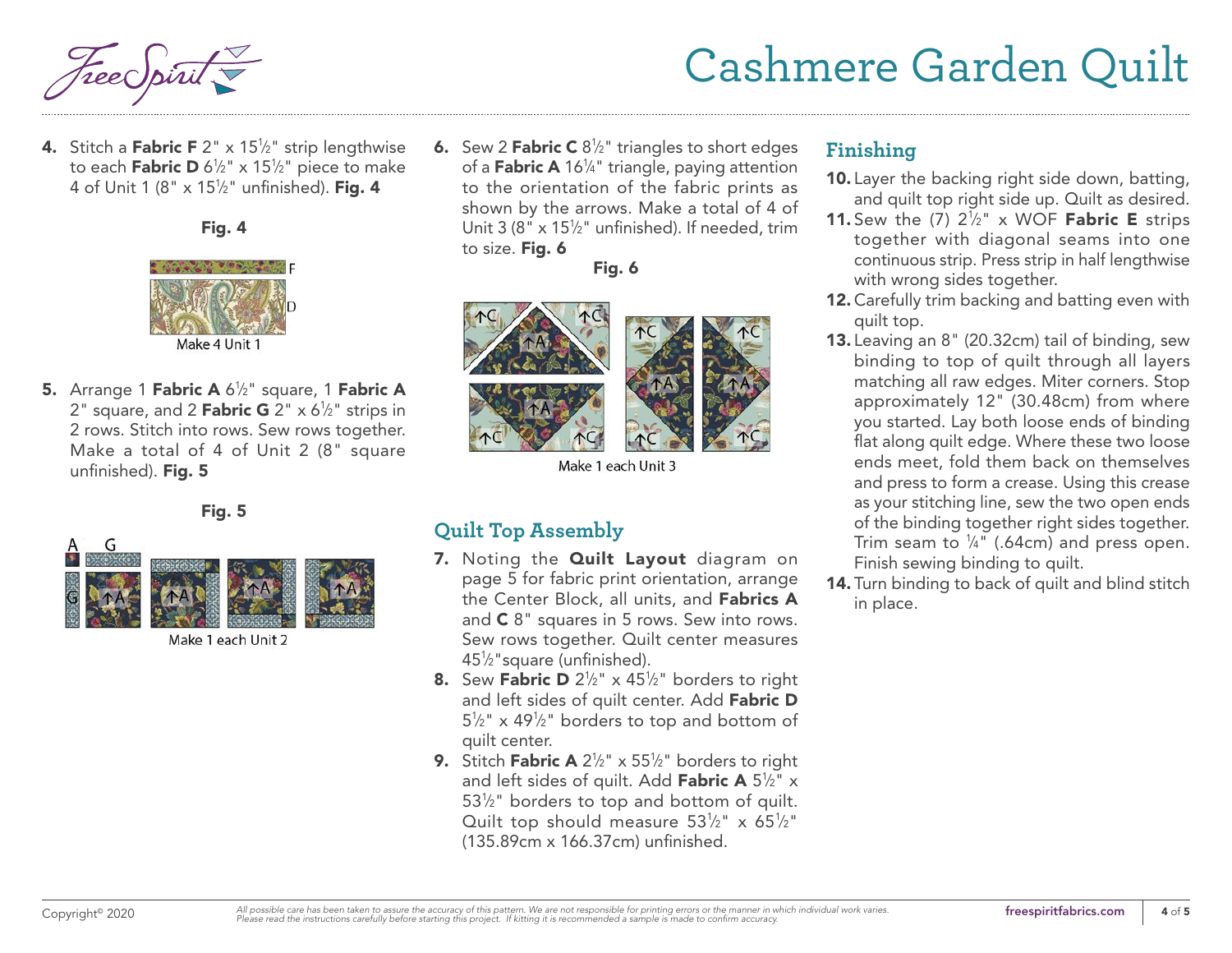4. Stitch a **Fabric F** 2" x 15½" strip lengthwise to each **Fabric D** 6½" x 15½" piece to make 4 of Unit 1 (8" x 15½" unfinished). **Fig. 4**

**Fig. 4**

F
D
Make 4 Unit 1

5. Arrange 1 **Fabric A** 6½" square, 1 **Fabric A** 2" square, and 2 **Fabric G** 2" x 6½" strips in 2 rows. Stitch into rows. Sew rows together. Make a total of 4 of Unit 2 (8" square unfinished). **Fig. 5**

**Fig. 5**

Make 1 each Unit 2

6. Sew 2 **Fabric C** 8½" triangles to short edges of a **Fabric A** 16¼" triangle, paying attention to the orientation of the fabric prints as shown by the arrows. Make a total of 4 of Unit 3 (8" x 15½" unfinished). If needed, trim to size. **Fig. 6**

**Fig. 6**

Make 1 each Unit 3

## Quilt Top Assembly

7. Noting the **Quilt Layout** diagram on page 5 for fabric print orientation, arrange the Center Block, all units, and **Fabrics A** and **C** 8" squares in 5 rows. Sew into rows. Sew rows together. Quilt center measures 45½"square (unfinished).
8. Sew **Fabric D** 2½" x 45½" borders to right and left sides of quilt center. Add **Fabric D** 5½" x 49½" borders to top and bottom of quilt center.
9. Stitch **Fabric A** 2½" x 55½" borders to right and left sides of quilt. Add **Fabric A** 5½" x 53½" borders to top and bottom of quilt. Quilt top should measure 53½" x 65½" (135.89cm x 166.37cm) unfinished.

## Finishing

10. Layer the backing right side down, batting, and quilt top right side up. Quilt as desired.
11. Sew the (7) 2½" x WOF **Fabric E** strips together with diagonal seams into one continuous strip. Press strip in half lengthwise with wrong sides together.
12. Carefully trim backing and batting even with quilt top.
13. Leaving an 8" (20.32cm) tail of binding, sew binding to top of quilt through all layers matching all raw edges. Miter corners. Stop approximately 12" (30.48cm) from where you started. Lay both loose ends of binding flat along quilt edge. Where these two loose ends meet, fold them back on themselves and press to form a crease. Using this crease as your stitching line, sew the two open ends of the binding together right sides together. Trim seam to ¼" (.64cm) and press open. Finish sewing binding to quilt.
14. Turn binding to back of quilt and blind stitch in place.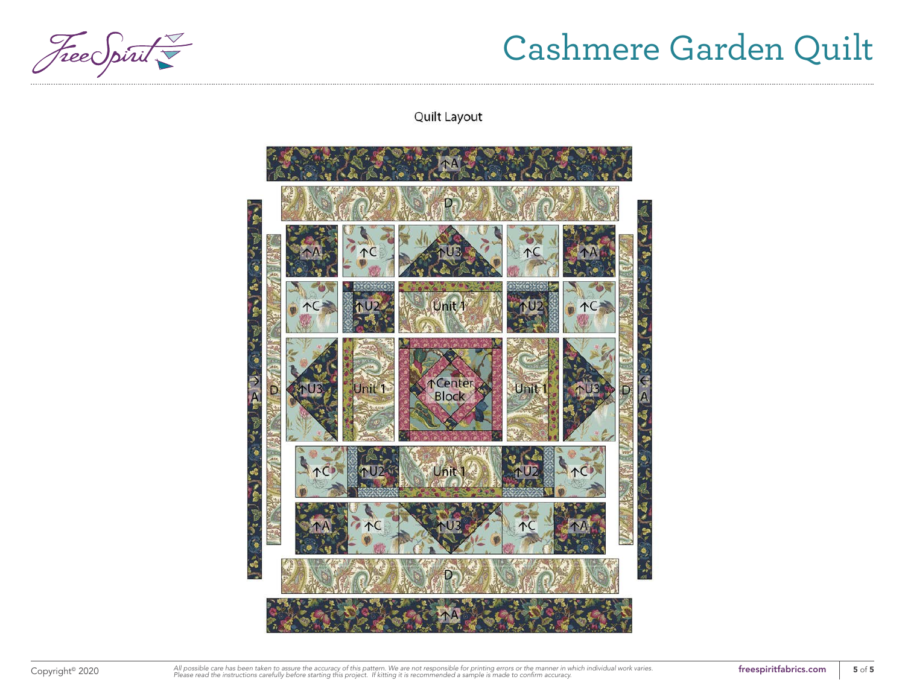# Cashmere Garden Quilt

Quilt Layout

↑A

D

↑A ↑C ↑U3 ↑C ↑A

↑C ↑U2 Unit 1 ↑U2 ↑C

→A D ↑U3 Unit 1 ↑Center Block Unit 1 ↑U3 D ←A

↑C ↑U2 Unit 1 ↑U2 ↑C

↑A ↑C ↑U3 ↑C ↑A

D

↑A

Copyright© 2020

*All possible care has been taken to assure the accuracy of this pattern. We are not responsible for printing errors or the manner in which individual work varies. Please read the instructions carefully before starting this project. If kitting it is recommended a sample is made to confirm accuracy.*

freespiritfabrics.com